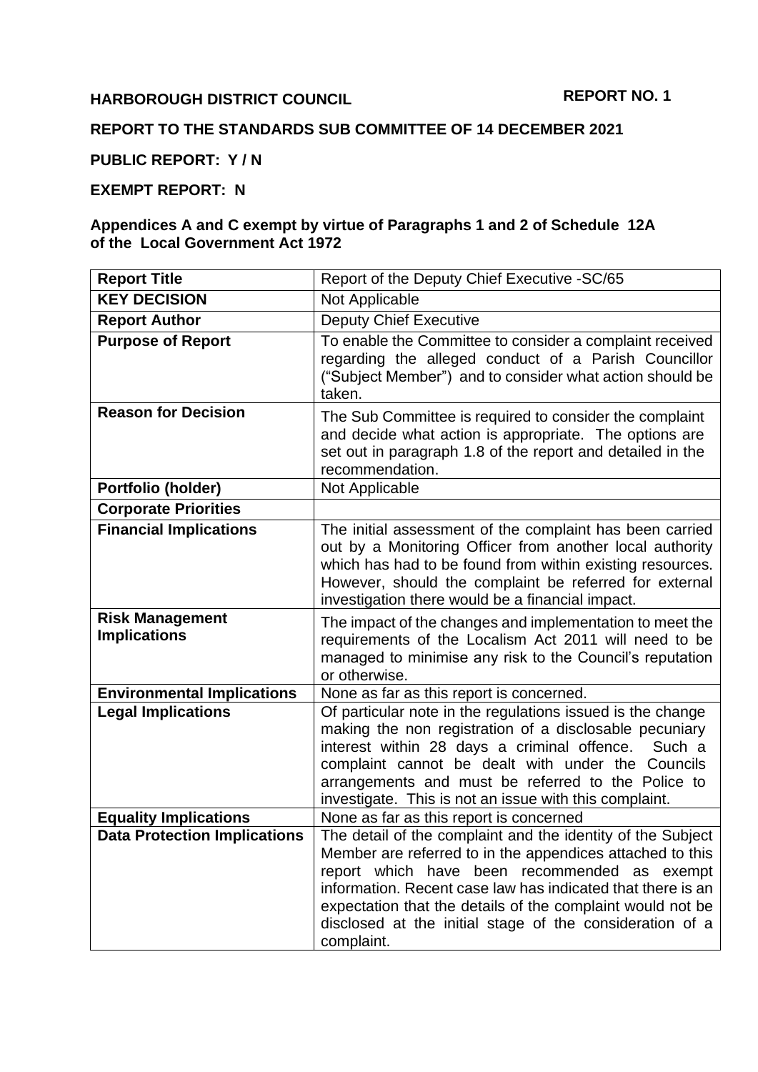**HARBOROUGH DISTRICT COUNCIL** **REPORT NO. 1**

**REPORT TO THE STANDARDS SUB COMMITTEE OF 14 DECEMBER 2021**

**PUBLIC REPORT: Y / N**

**EXEMPT REPORT: N**

**Appendices A and C exempt by virtue of Paragraphs 1 and 2 of Schedule 12A of the Local Government Act 1972**

| **Report Title** | Report of the Deputy Chief Executive -SC/65 |
|---|---|
| **KEY DECISION** | Not Applicable |
| **Report Author** | Deputy Chief Executive |
| **Purpose of Report** | To enable the Committee to consider a complaint received regarding the alleged conduct of a Parish Councillor ("Subject Member") and to consider what action should be taken. |
| **Reason for Decision** | The Sub Committee is required to consider the complaint and decide what action is appropriate. The options are set out in paragraph 1.8 of the report and detailed in the recommendation. |
| **Portfolio (holder)** | Not Applicable |
| **Corporate Priorities** | |
| **Financial Implications** | The initial assessment of the complaint has been carried out by a Monitoring Officer from another local authority which has had to be found from within existing resources. However, should the complaint be referred for external investigation there would be a financial impact. |
| **Risk Management Implications** | The impact of the changes and implementation to meet the requirements of the Localism Act 2011 will need to be managed to minimise any risk to the Council's reputation or otherwise. |
| **Environmental Implications** | None as far as this report is concerned. |
| **Legal Implications** | Of particular note in the regulations issued is the change making the non registration of a disclosable pecuniary interest within 28 days a criminal offence. Such a complaint cannot be dealt with under the Councils arrangements and must be referred to the Police to investigate. This is not an issue with this complaint. |
| **Equality Implications** | None as far as this report is concerned |
| **Data Protection Implications** | The detail of the complaint and the identity of the Subject Member are referred to in the appendices attached to this report which have been recommended as exempt information. Recent case law has indicated that there is an expectation that the details of the complaint would not be disclosed at the initial stage of the consideration of a complaint. |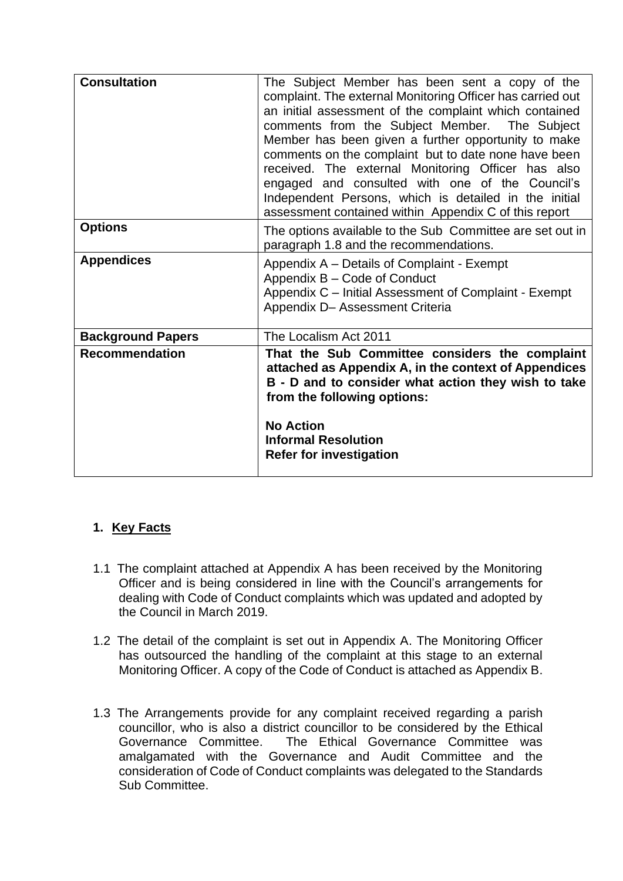| | |
|---|---|
| **Consultation** | The Subject Member has been sent a copy of the complaint. The external Monitoring Officer has carried out an initial assessment of the complaint which contained comments from the Subject Member. The Subject Member has been given a further opportunity to make comments on the complaint but to date none have been received. The external Monitoring Officer has also engaged and consulted with one of the Council's Independent Persons, which is detailed in the initial assessment contained within Appendix C of this report |
| **Options** | The options available to the Sub Committee are set out in paragraph 1.8 and the recommendations. |
| **Appendices** | Appendix A – Details of Complaint - Exempt<br>Appendix B – Code of Conduct<br>Appendix C – Initial Assessment of Complaint - Exempt<br>Appendix D– Assessment Criteria |
| **Background Papers** | The Localism Act 2011 |
| **Recommendation** | **That the Sub Committee considers the complaint attached as Appendix A, in the context of Appendices B - D and to consider what action they wish to take from the following options:**<br><br>**No Action**<br>**Informal Resolution**<br>**Refer for investigation** |

## 1. Key Facts

1.1 The complaint attached at Appendix A has been received by the Monitoring Officer and is being considered in line with the Council's arrangements for dealing with Code of Conduct complaints which was updated and adopted by the Council in March 2019.

1.2 The detail of the complaint is set out in Appendix A. The Monitoring Officer has outsourced the handling of the complaint at this stage to an external Monitoring Officer. A copy of the Code of Conduct is attached as Appendix B.

1.3 The Arrangements provide for any complaint received regarding a parish councillor, who is also a district councillor to be considered by the Ethical Governance Committee. The Ethical Governance Committee was amalgamated with the Governance and Audit Committee and the consideration of Code of Conduct complaints was delegated to the Standards Sub Committee.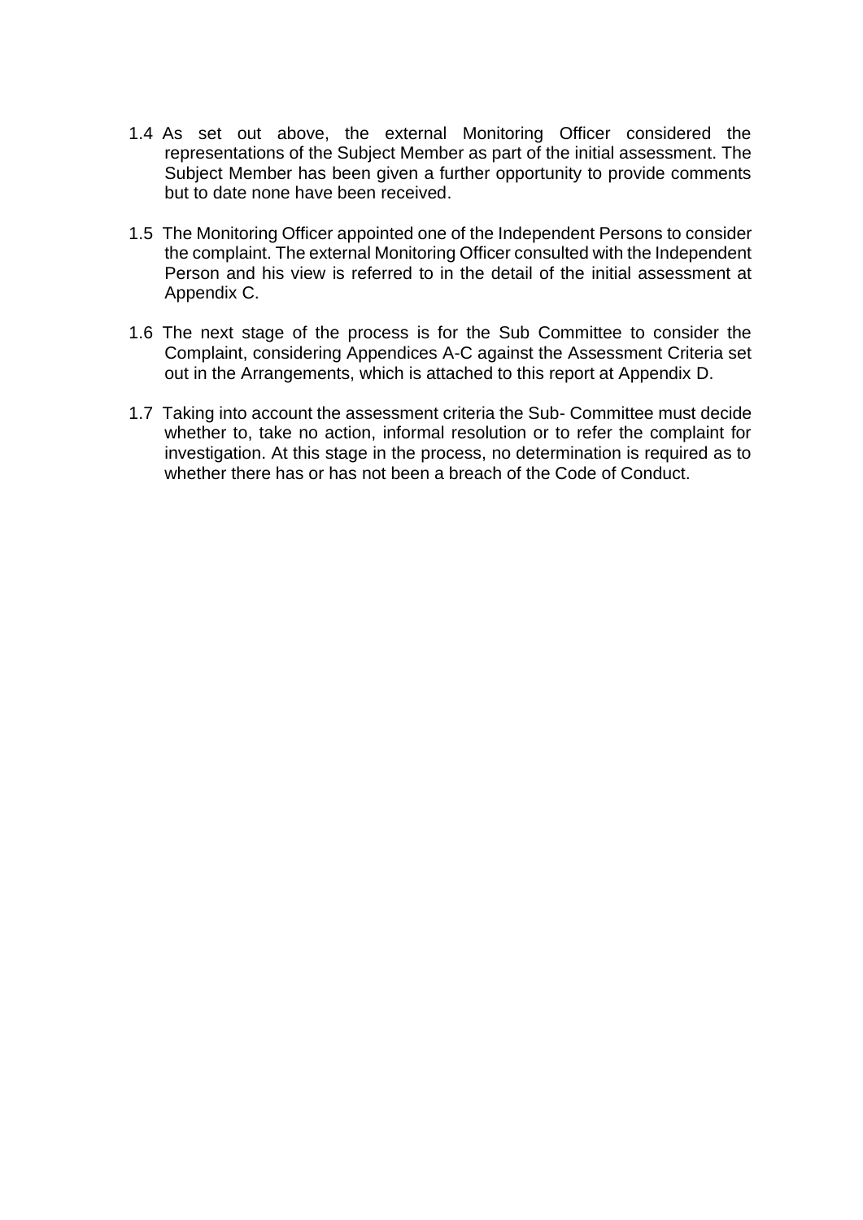1.4 As set out above, the external Monitoring Officer considered the representations of the Subject Member as part of the initial assessment. The Subject Member has been given a further opportunity to provide comments but to date none have been received.

1.5 The Monitoring Officer appointed one of the Independent Persons to consider the complaint. The external Monitoring Officer consulted with the Independent Person and his view is referred to in the detail of the initial assessment at Appendix C.

1.6 The next stage of the process is for the Sub Committee to consider the Complaint, considering Appendices A-C against the Assessment Criteria set out in the Arrangements, which is attached to this report at Appendix D.

1.7 Taking into account the assessment criteria the Sub- Committee must decide whether to, take no action, informal resolution or to refer the complaint for investigation. At this stage in the process, no determination is required as to whether there has or has not been a breach of the Code of Conduct.